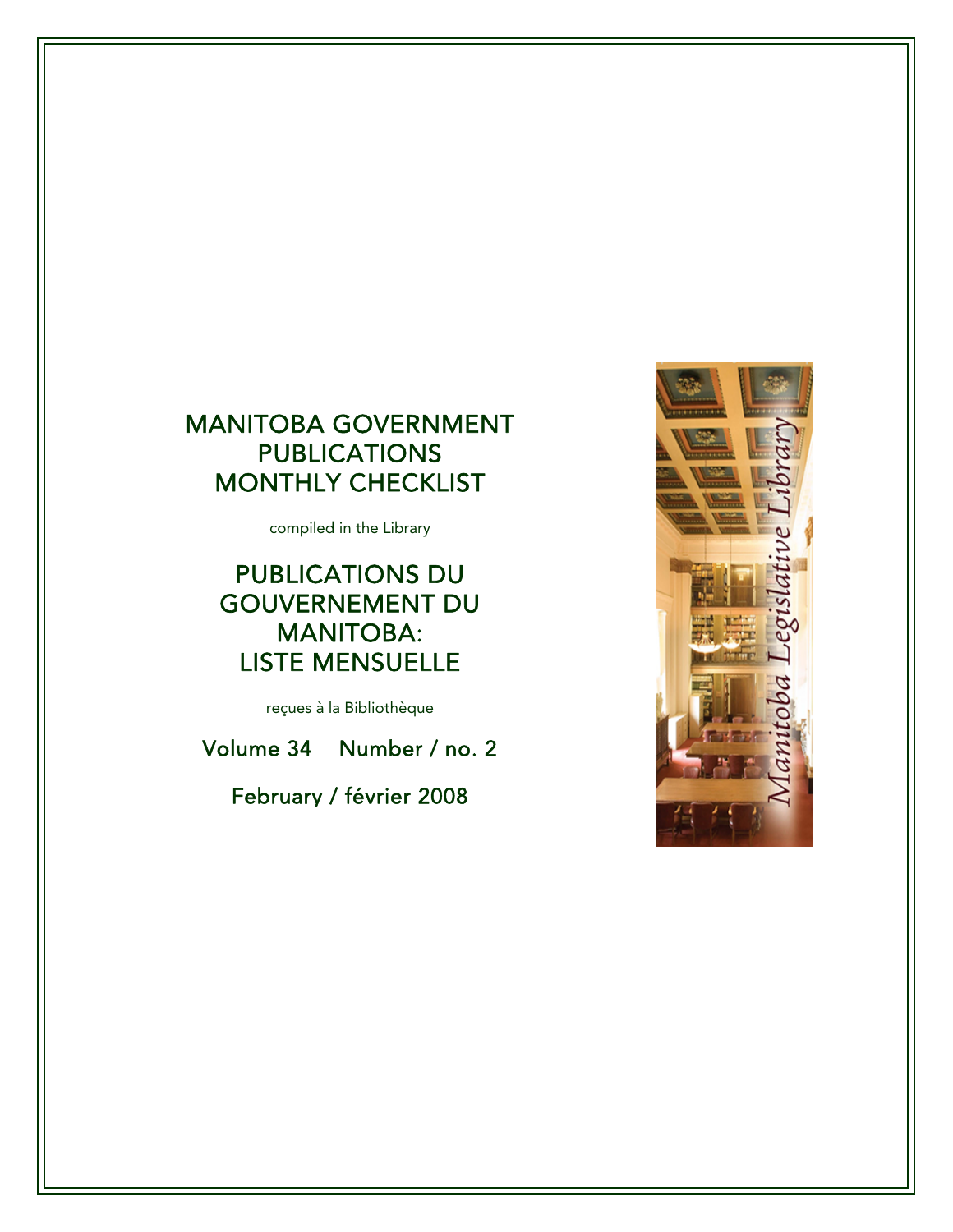# MANITOBA GOVERNMENT PUBLICATIONS MONTHLY CHECKLIST

compiled in the Library

# PUBLICATIONS DU GOUVERNEMENT DU MANITOBA: LISTE MENSUELLE

reçues à la Bibliothèque

Volume 34 Number / no. 2

February / février 2008

Manitoba Legislative Library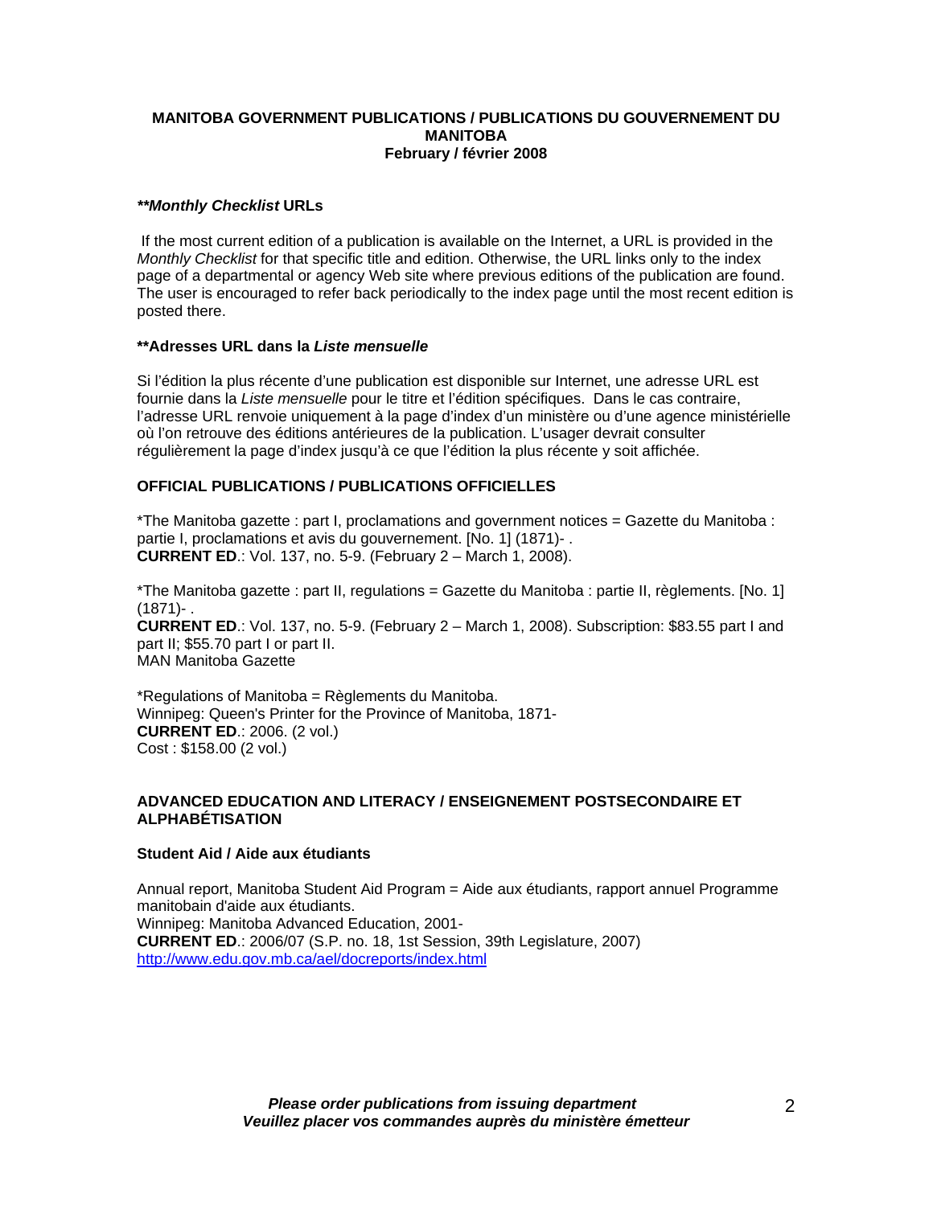**MANITOBA GOVERNMENT PUBLICATIONS / PUBLICATIONS DU GOUVERNEMENT DU MANITOBA**
**February / février 2008**

### ***Monthly Checklist* URLs**

If the most current edition of a publication is available on the Internet, a URL is provided in the *Monthly Checklist* for that specific title and edition. Otherwise, the URL links only to the index page of a departmental or agency Web site where previous editions of the publication are found. The user is encouraged to refer back periodically to the index page until the most recent edition is posted there.

### ****Adresses URL dans la *Liste mensuelle***

Si l'édition la plus récente d'une publication est disponible sur Internet, une adresse URL est fournie dans la *Liste mensuelle* pour le titre et l'édition spécifiques. Dans le cas contraire, l'adresse URL renvoie uniquement à la page d'index d'un ministère ou d'une agence ministérielle où l'on retrouve des éditions antérieures de la publication. L'usager devrait consulter régulièrement la page d'index jusqu'à ce que l'édition la plus récente y soit affichée.

## OFFICIAL PUBLICATIONS / PUBLICATIONS OFFICIELLES

*The Manitoba gazette : part I, proclamations and government notices = Gazette du Manitoba : partie I, proclamations et avis du gouvernement. [No. 1] (1871)- .
**CURRENT ED**.: Vol. 137, no. 5-9. (February 2 – March 1, 2008).

*The Manitoba gazette : part II, regulations = Gazette du Manitoba : partie II, règlements. [No. 1] (1871)- .
**CURRENT ED**.: Vol. 137, no. 5-9. (February 2 – March 1, 2008). Subscription: $83.55 part I and part II; $55.70 part I or part II.
MAN Manitoba Gazette

*Regulations of Manitoba = Règlements du Manitoba.
Winnipeg: Queen's Printer for the Province of Manitoba, 1871-
**CURRENT ED**.: 2006. (2 vol.)
Cost : $158.00 (2 vol.)

## ADVANCED EDUCATION AND LITERACY / ENSEIGNEMENT POSTSECONDAIRE ET ALPHABÉTISATION

### Student Aid / Aide aux étudiants

Annual report, Manitoba Student Aid Program = Aide aux étudiants, rapport annuel Programme manitobain d'aide aux étudiants.
Winnipeg: Manitoba Advanced Education, 2001-
**CURRENT ED**.: 2006/07 (S.P. no. 18, 1st Session, 39th Legislature, 2007)
http://www.edu.gov.mb.ca/ael/docreports/index.html

***Please order publications from issuing department***
***Veuillez placer vos commandes auprès du ministère émetteur***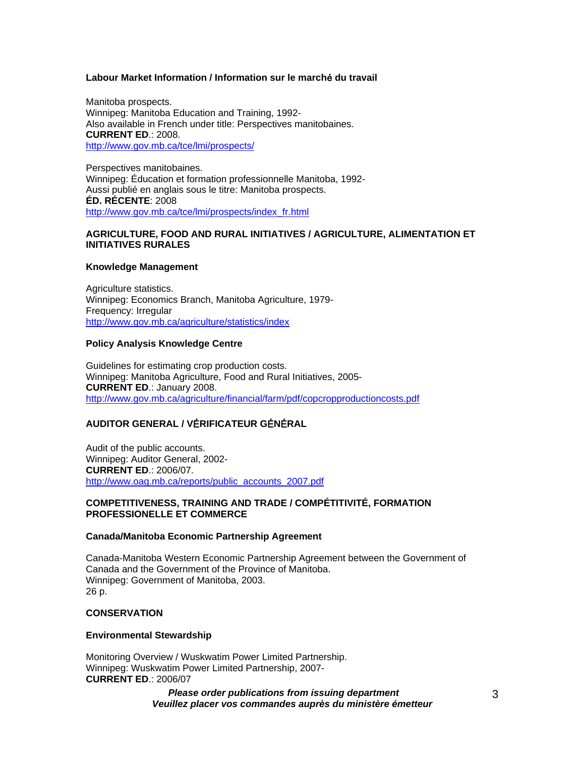### Labour Market Information / Information sur le marché du travail

Manitoba prospects.
Winnipeg: Manitoba Education and Training, 1992-
Also available in French under title: Perspectives manitobaines.
**CURRENT ED**.: 2008.
http://www.gov.mb.ca/tce/lmi/prospects/

Perspectives manitobaines.
Winnipeg: Éducation et formation professionnelle Manitoba, 1992-
Aussi publié en anglais sous le titre: Manitoba prospects.
**ÉD. RÉCENTE**: 2008
http://www.gov.mb.ca/tce/lmi/prospects/index_fr.html

## AGRICULTURE, FOOD AND RURAL INITIATIVES / AGRICULTURE, ALIMENTATION ET INITIATIVES RURALES

### Knowledge Management

Agriculture statistics.
Winnipeg: Economics Branch, Manitoba Agriculture, 1979-
Frequency: Irregular
http://www.gov.mb.ca/agriculture/statistics/index

### Policy Analysis Knowledge Centre

Guidelines for estimating crop production costs.
Winnipeg: Manitoba Agriculture, Food and Rural Initiatives, 2005-
**CURRENT ED**.: January 2008.
http://www.gov.mb.ca/agriculture/financial/farm/pdf/copcropproductioncosts.pdf

## AUDITOR GENERAL / VÉRIFICATEUR GÉNÉRAL

Audit of the public accounts.
Winnipeg: Auditor General, 2002-
**CURRENT ED**.: 2006/07.
http://www.oag.mb.ca/reports/public_accounts_2007.pdf

## COMPETITIVENESS, TRAINING AND TRADE / COMPÉTITIVITÉ, FORMATION PROFESSIONELLE ET COMMERCE

### Canada/Manitoba Economic Partnership Agreement

Canada-Manitoba Western Economic Partnership Agreement between the Government of Canada and the Government of the Province of Manitoba.
Winnipeg: Government of Manitoba, 2003.
26 p.

## CONSERVATION

### Environmental Stewardship

Monitoring Overview / Wuskwatim Power Limited Partnership.
Winnipeg: Wuskwatim Power Limited Partnership, 2007-
**CURRENT ED**.: 2006/07

***Please order publications from issuing department***
***Veuillez placer vos commandes auprès du ministère émetteur***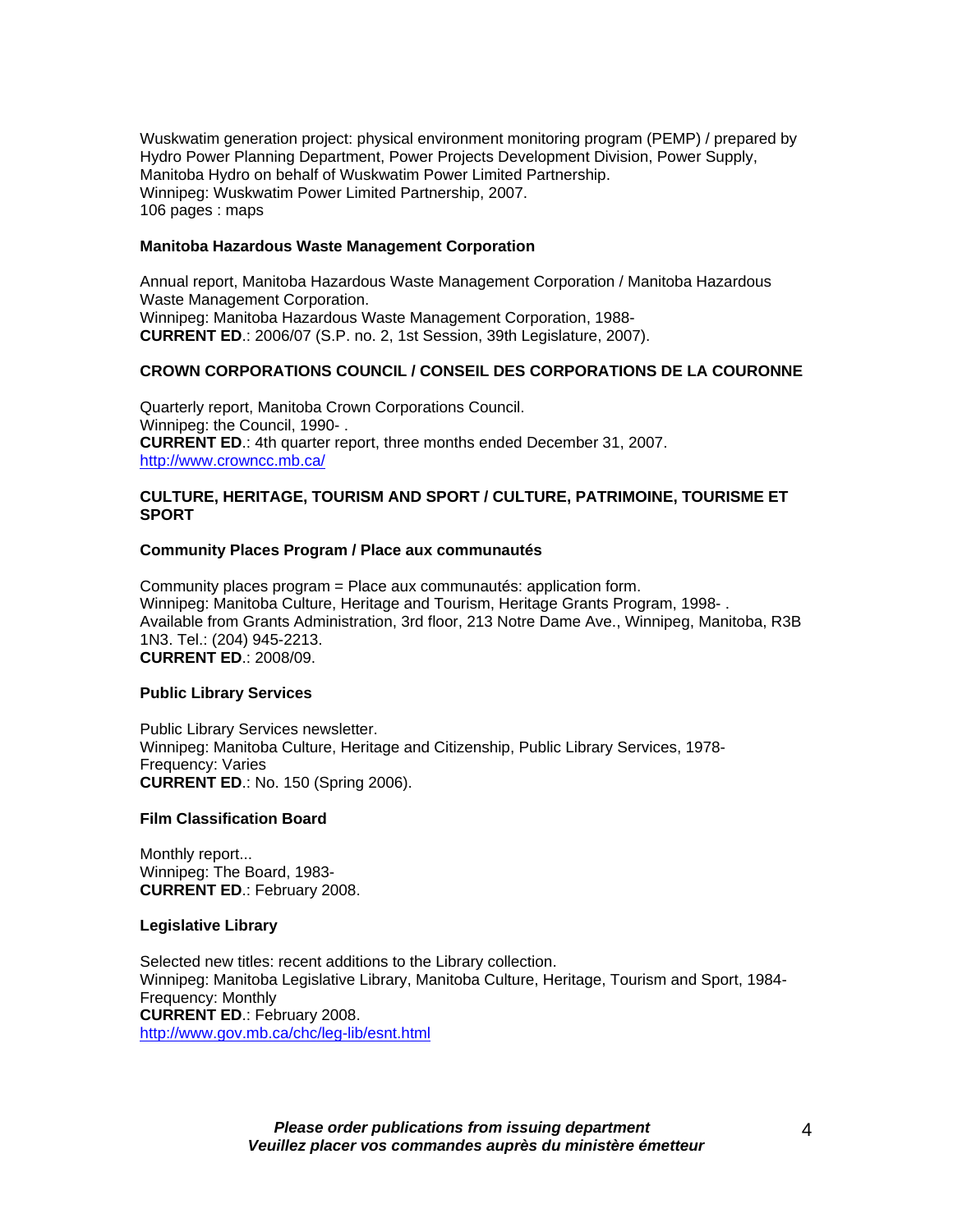Wuskwatim generation project: physical environment monitoring program (PEMP) / prepared by Hydro Power Planning Department, Power Projects Development Division, Power Supply, Manitoba Hydro on behalf of Wuskwatim Power Limited Partnership.
Winnipeg: Wuskwatim Power Limited Partnership, 2007.
106 pages : maps

### Manitoba Hazardous Waste Management Corporation

Annual report, Manitoba Hazardous Waste Management Corporation / Manitoba Hazardous Waste Management Corporation.
Winnipeg: Manitoba Hazardous Waste Management Corporation, 1988-
**CURRENT ED**.: 2006/07 (S.P. no. 2, 1st Session, 39th Legislature, 2007).

## CROWN CORPORATIONS COUNCIL / CONSEIL DES CORPORATIONS DE LA COURONNE

Quarterly report, Manitoba Crown Corporations Council.
Winnipeg: the Council, 1990- .
**CURRENT ED**.: 4th quarter report, three months ended December 31, 2007.
http://www.crowncc.mb.ca/

## CULTURE, HERITAGE, TOURISM AND SPORT / CULTURE, PATRIMOINE, TOURISME ET SPORT

### Community Places Program / Place aux communautés

Community places program = Place aux communautés: application form.
Winnipeg: Manitoba Culture, Heritage and Tourism, Heritage Grants Program, 1998- .
Available from Grants Administration, 3rd floor, 213 Notre Dame Ave., Winnipeg, Manitoba, R3B 1N3. Tel.: (204) 945-2213.
**CURRENT ED**.: 2008/09.

### Public Library Services

Public Library Services newsletter.
Winnipeg: Manitoba Culture, Heritage and Citizenship, Public Library Services, 1978-
Frequency: Varies
**CURRENT ED**.: No. 150 (Spring 2006).

### Film Classification Board

Monthly report...
Winnipeg: The Board, 1983-
**CURRENT ED**.: February 2008.

### Legislative Library

Selected new titles: recent additions to the Library collection.
Winnipeg: Manitoba Legislative Library, Manitoba Culture, Heritage, Tourism and Sport, 1984-
Frequency: Monthly
**CURRENT ED**.: February 2008.
http://www.gov.mb.ca/chc/leg-lib/esnt.html

***Please order publications from issuing department***
***Veuillez placer vos commandes auprès du ministère émetteur***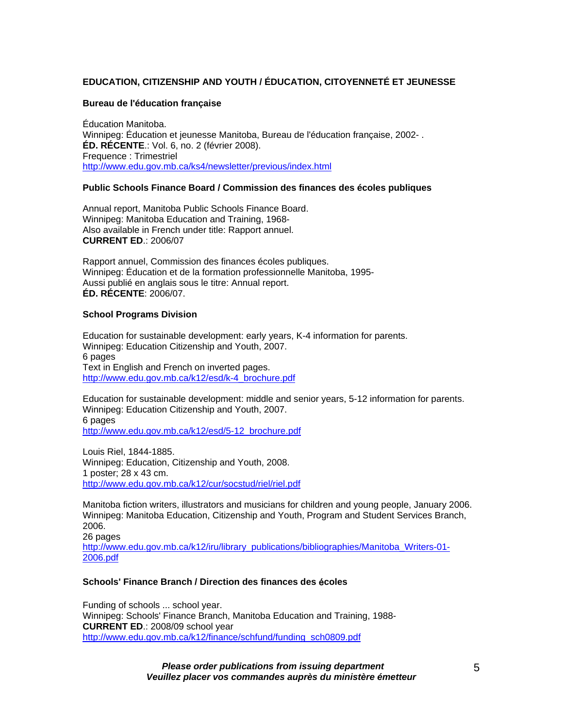## EDUCATION, CITIZENSHIP AND YOUTH / ÉDUCATION, CITOYENNETÉ ET JEUNESSE

### Bureau de l'éducation française

Éducation Manitoba.
Winnipeg: Éducation et jeunesse Manitoba, Bureau de l'éducation française, 2002- .
**ÉD. RÉCENTE**.: Vol. 6, no. 2 (février 2008).
Frequence : Trimestriel
http://www.edu.gov.mb.ca/ks4/newsletter/previous/index.html

### Public Schools Finance Board / Commission des finances des écoles publiques

Annual report, Manitoba Public Schools Finance Board.
Winnipeg: Manitoba Education and Training, 1968-
Also available in French under title: Rapport annuel.
**CURRENT ED**.: 2006/07

Rapport annuel, Commission des finances écoles publiques.
Winnipeg: Éducation et de la formation professionnelle Manitoba, 1995-
Aussi publié en anglais sous le titre: Annual report.
**ÉD. RÉCENTE**: 2006/07.

### School Programs Division

Education for sustainable development: early years, K-4 information for parents.
Winnipeg: Education Citizenship and Youth, 2007.
6 pages
Text in English and French on inverted pages.
http://www.edu.gov.mb.ca/k12/esd/k-4_brochure.pdf

Education for sustainable development: middle and senior years, 5-12 information for parents.
Winnipeg: Education Citizenship and Youth, 2007.
6 pages
http://www.edu.gov.mb.ca/k12/esd/5-12_brochure.pdf

Louis Riel, 1844-1885.
Winnipeg: Education, Citizenship and Youth, 2008.
1 poster; 28 x 43 cm.
http://www.edu.gov.mb.ca/k12/cur/socstud/riel/riel.pdf

Manitoba fiction writers, illustrators and musicians for children and young people, January 2006.
Winnipeg: Manitoba Education, Citizenship and Youth, Program and Student Services Branch, 2006.
26 pages
http://www.edu.gov.mb.ca/k12/iru/library_publications/bibliographies/Manitoba_Writers-01-2006.pdf

### Schools' Finance Branch / Direction des finances des écoles

Funding of schools ... school year.
Winnipeg: Schools' Finance Branch, Manitoba Education and Training, 1988-
**CURRENT ED**.: 2008/09 school year
http://www.edu.gov.mb.ca/k12/finance/schfund/funding_sch0809.pdf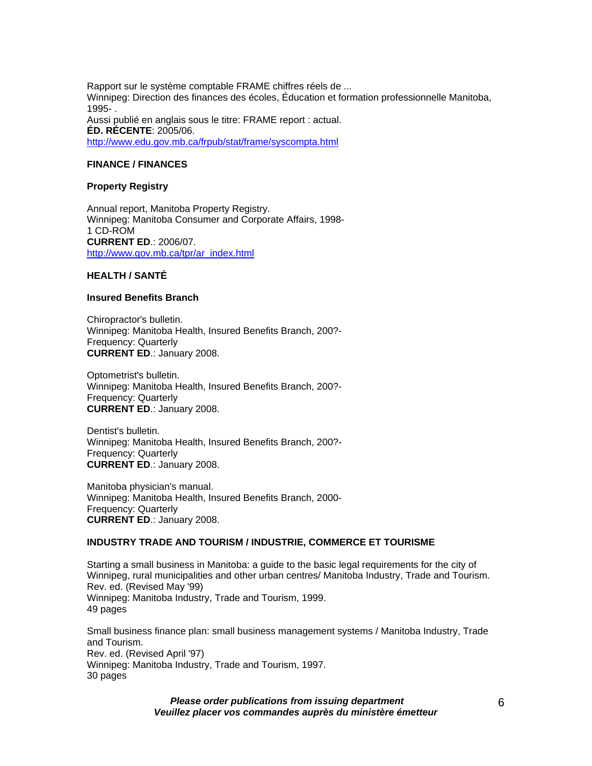Rapport sur le système comptable FRAME chiffres réels de ...
Winnipeg: Direction des finances des écoles, Éducation et formation professionnelle Manitoba, 1995- .
Aussi publié en anglais sous le titre: FRAME report : actual.
**ÉD. RÉCENTE**: 2005/06.
http://www.edu.gov.mb.ca/frpub/stat/frame/syscompta.html

## FINANCE / FINANCES

### Property Registry

Annual report, Manitoba Property Registry.
Winnipeg: Manitoba Consumer and Corporate Affairs, 1998-
1 CD-ROM
**CURRENT ED**.: 2006/07.
http://www.gov.mb.ca/tpr/ar_index.html

## HEALTH / SANTÉ

### Insured Benefits Branch

Chiropractor's bulletin.
Winnipeg: Manitoba Health, Insured Benefits Branch, 200?-
Frequency: Quarterly
**CURRENT ED**.: January 2008.

Optometrist's bulletin.
Winnipeg: Manitoba Health, Insured Benefits Branch, 200?-
Frequency: Quarterly
**CURRENT ED**.: January 2008.

Dentist's bulletin.
Winnipeg: Manitoba Health, Insured Benefits Branch, 200?-
Frequency: Quarterly
**CURRENT ED**.: January 2008.

Manitoba physician's manual.
Winnipeg: Manitoba Health, Insured Benefits Branch, 2000-
Frequency: Quarterly
**CURRENT ED**.: January 2008.

## INDUSTRY TRADE AND TOURISM / INDUSTRIE, COMMERCE ET TOURISME

Starting a small business in Manitoba: a guide to the basic legal requirements for the city of Winnipeg, rural municipalities and other urban centres/ Manitoba Industry, Trade and Tourism.
Rev. ed. (Revised May '99)
Winnipeg: Manitoba Industry, Trade and Tourism, 1999.
49 pages

Small business finance plan: small business management systems / Manitoba Industry, Trade and Tourism.
Rev. ed. (Revised April '97)
Winnipeg: Manitoba Industry, Trade and Tourism, 1997.
30 pages

***Please order publications from issuing department***
***Veuillez placer vos commandes auprès du ministère émetteur***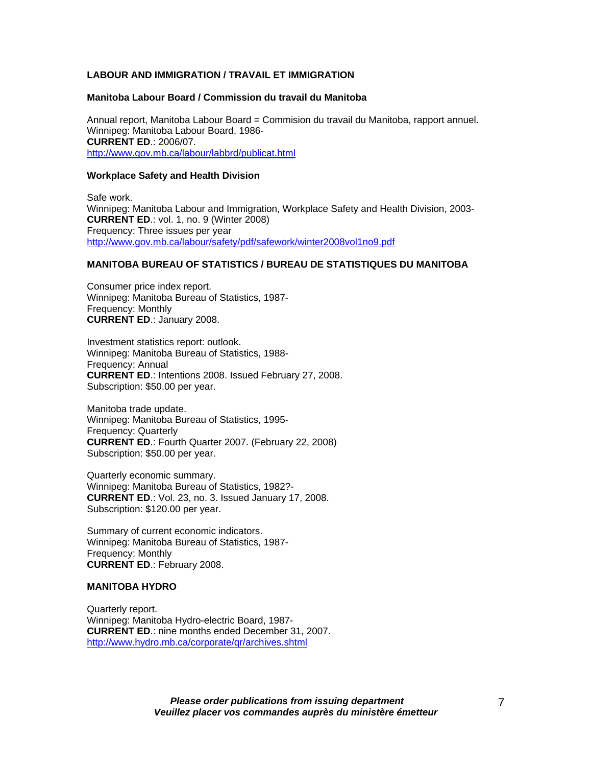## LABOUR AND IMMIGRATION / TRAVAIL ET IMMIGRATION

### Manitoba Labour Board / Commission du travail du Manitoba

Annual report, Manitoba Labour Board = Commision du travail du Manitoba, rapport annuel.
Winnipeg: Manitoba Labour Board, 1986-
**CURRENT ED**.: 2006/07.
http://www.gov.mb.ca/labour/labbrd/publicat.html

### Workplace Safety and Health Division

Safe work.
Winnipeg: Manitoba Labour and Immigration, Workplace Safety and Health Division, 2003-
**CURRENT ED**.: vol. 1, no. 9 (Winter 2008)
Frequency: Three issues per year
http://www.gov.mb.ca/labour/safety/pdf/safework/winter2008vol1no9.pdf

## MANITOBA BUREAU OF STATISTICS / BUREAU DE STATISTIQUES DU MANITOBA

Consumer price index report.
Winnipeg: Manitoba Bureau of Statistics, 1987-
Frequency: Monthly
**CURRENT ED**.: January 2008.

Investment statistics report: outlook.
Winnipeg: Manitoba Bureau of Statistics, 1988-
Frequency: Annual
**CURRENT ED**.: Intentions 2008. Issued February 27, 2008.
Subscription: $50.00 per year.

Manitoba trade update.
Winnipeg: Manitoba Bureau of Statistics, 1995-
Frequency: Quarterly
**CURRENT ED**.: Fourth Quarter 2007. (February 22, 2008)
Subscription: $50.00 per year.

Quarterly economic summary.
Winnipeg: Manitoba Bureau of Statistics, 1982?-
**CURRENT ED**.: Vol. 23, no. 3. Issued January 17, 2008.
Subscription: $120.00 per year.

Summary of current economic indicators.
Winnipeg: Manitoba Bureau of Statistics, 1987-
Frequency: Monthly
**CURRENT ED**.: February 2008.

## MANITOBA HYDRO

Quarterly report.
Winnipeg: Manitoba Hydro-electric Board, 1987-
**CURRENT ED**.: nine months ended December 31, 2007.
http://www.hydro.mb.ca/corporate/qr/archives.shtml

***Please order publications from issuing department***
***Veuillez placer vos commandes auprès du ministère émetteur***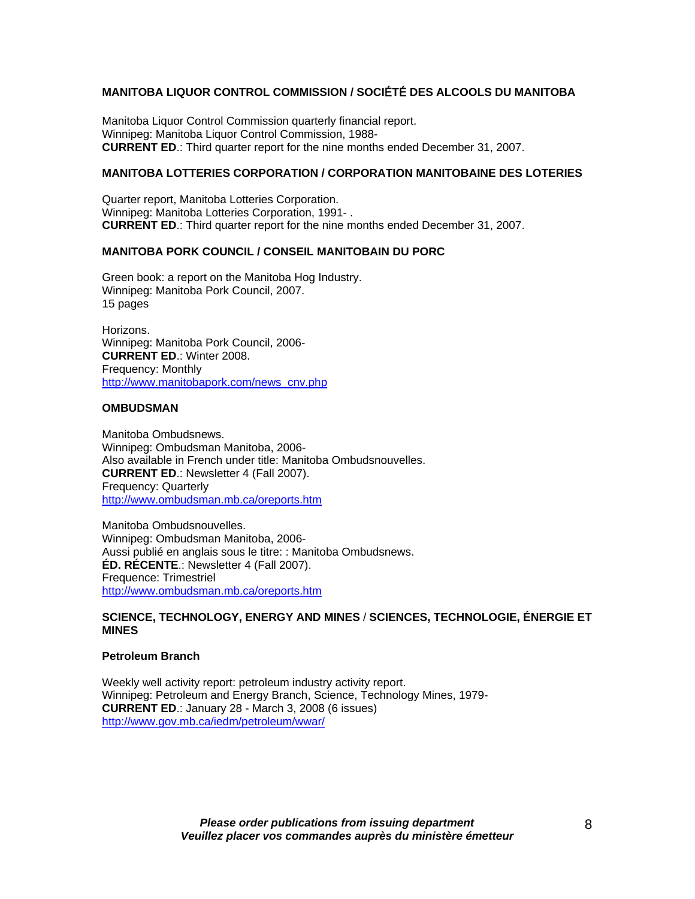## MANITOBA LIQUOR CONTROL COMMISSION / SOCIÉTÉ DES ALCOOLS DU MANITOBA

Manitoba Liquor Control Commission quarterly financial report.
Winnipeg: Manitoba Liquor Control Commission, 1988-
**CURRENT ED**.: Third quarter report for the nine months ended December 31, 2007.

## MANITOBA LOTTERIES CORPORATION / CORPORATION MANITOBAINE DES LOTERIES

Quarter report, Manitoba Lotteries Corporation.
Winnipeg: Manitoba Lotteries Corporation, 1991- .
**CURRENT ED**.: Third quarter report for the nine months ended December 31, 2007.

## MANITOBA PORK COUNCIL / CONSEIL MANITOBAIN DU PORC

Green book: a report on the Manitoba Hog Industry.
Winnipeg: Manitoba Pork Council, 2007.
15 pages

Horizons.
Winnipeg: Manitoba Pork Council, 2006-
**CURRENT ED**.: Winter 2008.
Frequency: Monthly
http://www.manitobapork.com/news_cnv.php

## OMBUDSMAN

Manitoba Ombudsnews.
Winnipeg: Ombudsman Manitoba, 2006-
Also available in French under title: Manitoba Ombudsnouvelles.
**CURRENT ED**.: Newsletter 4 (Fall 2007).
Frequency: Quarterly
http://www.ombudsman.mb.ca/oreports.htm

Manitoba Ombudsnouvelles.
Winnipeg: Ombudsman Manitoba, 2006-
Aussi publié en anglais sous le titre: : Manitoba Ombudsnews.
**ÉD. RÉCENTE**.: Newsletter 4 (Fall 2007).
Frequence: Trimestriel
http://www.ombudsman.mb.ca/oreports.htm

## SCIENCE, TECHNOLOGY, ENERGY AND MINES / SCIENCES, TECHNOLOGIE, ÉNERGIE ET MINES

### Petroleum Branch

Weekly well activity report: petroleum industry activity report.
Winnipeg: Petroleum and Energy Branch, Science, Technology Mines, 1979-
**CURRENT ED**.: January 28 - March 3, 2008 (6 issues)
http://www.gov.mb.ca/iedm/petroleum/wwar/

***Please order publications from issuing department***
***Veuillez placer vos commandes auprès du ministère émetteur***